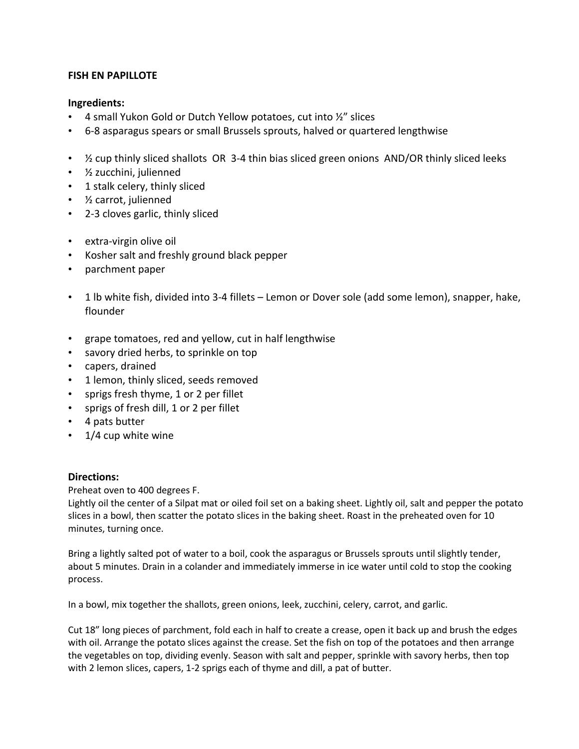**FISH EN PAPILLOTE**

**Ingredients:**

- 4 small Yukon Gold or Dutch Yellow potatoes, cut into ½" slices
- 6-8 asparagus spears or small Brussels sprouts, halved or quartered lengthwise

- ½ cup thinly sliced shallots OR 3-4 thin bias sliced green onions AND/OR thinly sliced leeks
- ½ zucchini, julienned
- 1 stalk celery, thinly sliced
- ½ carrot, julienned
- 2-3 cloves garlic, thinly sliced

- extra-virgin olive oil
- Kosher salt and freshly ground black pepper
- parchment paper

- 1 lb white fish, divided into 3-4 fillets – Lemon or Dover sole (add some lemon), snapper, hake, flounder

- grape tomatoes, red and yellow, cut in half lengthwise
- savory dried herbs, to sprinkle on top
- capers, drained
- 1 lemon, thinly sliced, seeds removed
- sprigs fresh thyme, 1 or 2 per fillet
- sprigs of fresh dill, 1 or 2 per fillet
- 4 pats butter
- 1/4 cup white wine

**Directions:**

Preheat oven to 400 degrees F.
Lightly oil the center of a Silpat mat or oiled foil set on a baking sheet. Lightly oil, salt and pepper the potato slices in a bowl, then scatter the potato slices in the baking sheet. Roast in the preheated oven for 10 minutes, turning once.

Bring a lightly salted pot of water to a boil, cook the asparagus or Brussels sprouts until slightly tender, about 5 minutes. Drain in a colander and immediately immerse in ice water until cold to stop the cooking process.

In a bowl, mix together the shallots, green onions, leek, zucchini, celery, carrot, and garlic.

Cut 18" long pieces of parchment, fold each in half to create a crease, open it back up and brush the edges with oil. Arrange the potato slices against the crease. Set the fish on top of the potatoes and then arrange the vegetables on top, dividing evenly. Season with salt and pepper, sprinkle with savory herbs, then top with 2 lemon slices, capers, 1-2 sprigs each of thyme and dill, a pat of butter.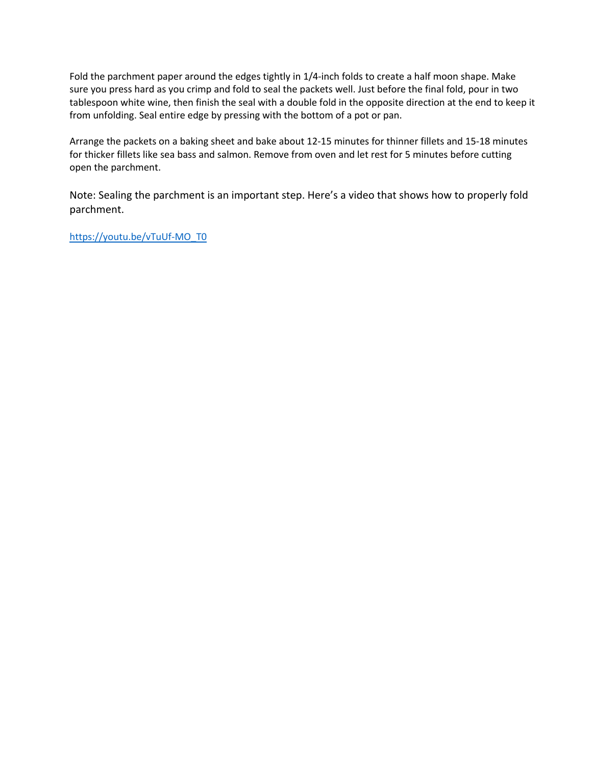Fold the parchment paper around the edges tightly in 1/4-inch folds to create a half moon shape. Make sure you press hard as you crimp and fold to seal the packets well. Just before the final fold, pour in two tablespoon white wine, then finish the seal with a double fold in the opposite direction at the end to keep it from unfolding. Seal entire edge by pressing with the bottom of a pot or pan.

Arrange the packets on a baking sheet and bake about 12-15 minutes for thinner fillets and 15-18 minutes for thicker fillets like sea bass and salmon. Remove from oven and let rest for 5 minutes before cutting open the parchment.

Note: Sealing the parchment is an important step. Here's a video that shows how to properly fold parchment.

[https://youtu.be/vTuUf-MO_T0](https://youtu.be/vTuUf-MO_T0)